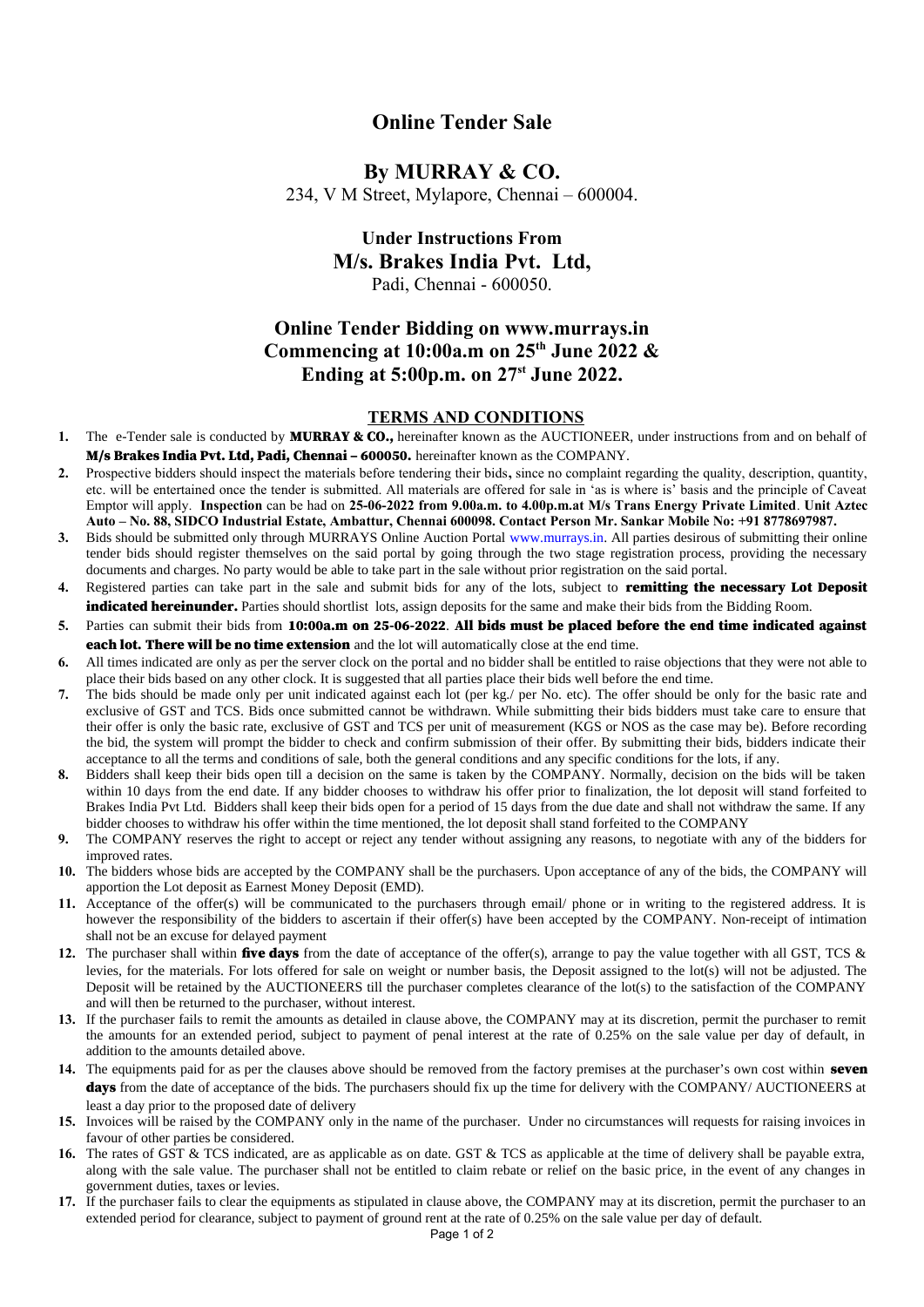# Online Tender Sale

## By MURRAY & CO.

234, V M Street, Mylapore, Chennai – 600004.

### Under Instructions From

### M/s. Brakes India Pvt. Ltd,

Padi, Chennai - 600050.

## Online Tender Bidding on www.murrays.in Commencing at 10:00a.m on 25th June 2022 & Ending at 5:00p.m. on 27st June 2022.

### TERMS AND CONDITIONS

1. The e-Tender sale is conducted by **MURRAY & CO.,** hereinafter known as the AUCTIONEER, under instructions from and on behalf of **M/s Brakes India Pvt. Ltd, Padi, Chennai – 600050.** hereinafter known as the COMPANY.
2. Prospective bidders should inspect the materials before tendering their bids**,** since no complaint regarding the quality, description, quantity, etc. will be entertained once the tender is submitted. All materials are offered for sale in 'as is where is' basis and the principle of Caveat Emptor will apply. **Inspection** can be had on **25-06-2022 from 9.00a.m. to 4.00p.m.at M/s Trans Energy Private Limited**. **Unit Aztec Auto – No. 88, SIDCO Industrial Estate, Ambattur, Chennai 600098. Contact Person Mr. Sankar Mobile No: +91 8778697987.**
3. Bids should be submitted only through MURRAYS Online Auction Portal www.murrays.in. All parties desirous of submitting their online tender bids should register themselves on the said portal by going through the two stage registration process, providing the necessary documents and charges. No party would be able to take part in the sale without prior registration on the said portal.
4. Registered parties can take part in the sale and submit bids for any of the lots, subject to **remitting the necessary Lot Deposit indicated hereinunder.** Parties should shortlist lots, assign deposits for the same and make their bids from the Bidding Room.
5. Parties can submit their bids from **10:00a.m on 25-06-2022**. **All bids must be placed before the end time indicated against each lot. There will be no time extension** and the lot will automatically close at the end time.
6. All times indicated are only as per the server clock on the portal and no bidder shall be entitled to raise objections that they were not able to place their bids based on any other clock. It is suggested that all parties place their bids well before the end time.
7. The bids should be made only per unit indicated against each lot (per kg./ per No. etc). The offer should be only for the basic rate and exclusive of GST and TCS. Bids once submitted cannot be withdrawn. While submitting their bids bidders must take care to ensure that their offer is only the basic rate, exclusive of GST and TCS per unit of measurement (KGS or NOS as the case may be). Before recording the bid, the system will prompt the bidder to check and confirm submission of their offer. By submitting their bids, bidders indicate their acceptance to all the terms and conditions of sale, both the general conditions and any specific conditions for the lots, if any.
8. Bidders shall keep their bids open till a decision on the same is taken by the COMPANY. Normally, decision on the bids will be taken within 10 days from the end date. If any bidder chooses to withdraw his offer prior to finalization, the lot deposit will stand forfeited to Brakes India Pvt Ltd. Bidders shall keep their bids open for a period of 15 days from the due date and shall not withdraw the same. If any bidder chooses to withdraw his offer within the time mentioned, the lot deposit shall stand forfeited to the COMPANY
9. The COMPANY reserves the right to accept or reject any tender without assigning any reasons, to negotiate with any of the bidders for improved rates.
10. The bidders whose bids are accepted by the COMPANY shall be the purchasers. Upon acceptance of any of the bids, the COMPANY will apportion the Lot deposit as Earnest Money Deposit (EMD).
11. Acceptance of the offer(s) will be communicated to the purchasers through email/ phone or in writing to the registered address. It is however the responsibility of the bidders to ascertain if their offer(s) have been accepted by the COMPANY. Non-receipt of intimation shall not be an excuse for delayed payment
12. The purchaser shall within **five days** from the date of acceptance of the offer(s), arrange to pay the value together with all GST, TCS & levies, for the materials. For lots offered for sale on weight or number basis, the Deposit assigned to the lot(s) will not be adjusted. The Deposit will be retained by the AUCTIONEERS till the purchaser completes clearance of the lot(s) to the satisfaction of the COMPANY and will then be returned to the purchaser, without interest.
13. If the purchaser fails to remit the amounts as detailed in clause above, the COMPANY may at its discretion, permit the purchaser to remit the amounts for an extended period, subject to payment of penal interest at the rate of 0.25% on the sale value per day of default, in addition to the amounts detailed above.
14. The equipments paid for as per the clauses above should be removed from the factory premises at the purchaser's own cost within **seven days** from the date of acceptance of the bids. The purchasers should fix up the time for delivery with the COMPANY/ AUCTIONEERS at least a day prior to the proposed date of delivery
15. Invoices will be raised by the COMPANY only in the name of the purchaser. Under no circumstances will requests for raising invoices in favour of other parties be considered.
16. The rates of GST & TCS indicated, are as applicable as on date. GST & TCS as applicable at the time of delivery shall be payable extra, along with the sale value. The purchaser shall not be entitled to claim rebate or relief on the basic price, in the event of any changes in government duties, taxes or levies.
17. If the purchaser fails to clear the equipments as stipulated in clause above, the COMPANY may at its discretion, permit the purchaser to an extended period for clearance, subject to payment of ground rent at the rate of 0.25% on the sale value per day of default.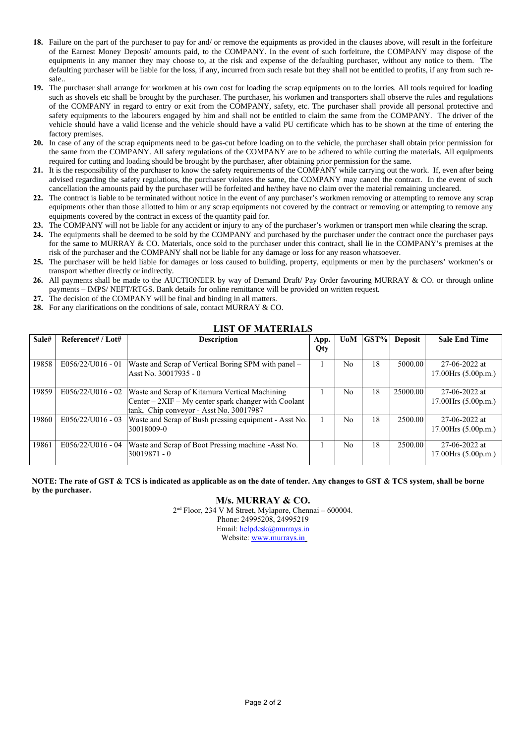18. Failure on the part of the purchaser to pay for and/ or remove the equipments as provided in the clauses above, will result in the forfeiture of the Earnest Money Deposit/ amounts paid, to the COMPANY. In the event of such forfeiture, the COMPANY may dispose of the equipments in any manner they may choose to, at the risk and expense of the defaulting purchaser, without any notice to them. The defaulting purchaser will be liable for the loss, if any, incurred from such resale but they shall not be entitled to profits, if any from such re-sale..
19. The purchaser shall arrange for workmen at his own cost for loading the scrap equipments on to the lorries. All tools required for loading such as shovels etc shall be brought by the purchaser. The purchaser, his workmen and transporters shall observe the rules and regulations of the COMPANY in regard to entry or exit from the COMPANY, safety, etc. The purchaser shall provide all personal protective and safety equipments to the labourers engaged by him and shall not be entitled to claim the same from the COMPANY. The driver of the vehicle should have a valid license and the vehicle should have a valid PU certificate which has to be shown at the time of entering the factory premises.
20. In case of any of the scrap equipments need to be gas-cut before loading on to the vehicle, the purchaser shall obtain prior permission for the same from the COMPANY. All safety regulations of the COMPANY are to be adhered to while cutting the materials. All equipments required for cutting and loading should be brought by the purchaser, after obtaining prior permission for the same.
21. It is the responsibility of the purchaser to know the safety requirements of the COMPANY while carrying out the work. If, even after being advised regarding the safety regulations, the purchaser violates the same, the COMPANY may cancel the contract. In the event of such cancellation the amounts paid by the purchaser will be forfeited and he/they have no claim over the material remaining uncleared.
22. The contract is liable to be terminated without notice in the event of any purchaser's workmen removing or attempting to remove any scrap equipments other than those allotted to him or any scrap equipments not covered by the contract or removing or attempting to remove any equipments covered by the contract in excess of the quantity paid for.
23. The COMPANY will not be liable for any accident or injury to any of the purchaser's workmen or transport men while clearing the scrap.
24. The equipments shall be deemed to be sold by the COMPANY and purchased by the purchaser under the contract once the purchaser pays for the same to MURRAY & CO. Materials, once sold to the purchaser under this contract, shall lie in the COMPANY's premises at the risk of the purchaser and the COMPANY shall not be liable for any damage or loss for any reason whatsoever.
25. The purchaser will be held liable for damages or loss caused to building, property, equipments or men by the purchasers' workmen's or transport whether directly or indirectly.
26. All payments shall be made to the AUCTIONEER by way of Demand Draft/ Pay Order favouring MURRAY & CO. or through online payments – IMPS/ NEFT/RTGS. Bank details for online remittance will be provided on written request.
27. The decision of the COMPANY will be final and binding in all matters.
28. For any clarifications on the conditions of sale, contact MURRAY & CO.

## LIST OF MATERIALS

| Sale# | Reference# / Lot# | Description | App. Qty | UoM | GST% | Deposit | Sale End Time |
|---|---|---|---|---|---|---|---|
| 19858 | E056/22/U016 - 01 | Waste and Scrap of Vertical Boring SPM with panel – Asst No. 30017935 - 0 | 1 | No | 18 | 5000.00 | 27-06-2022 at 17.00Hrs (5.00p.m.) |
| 19859 | E056/22/U016 - 02 | Waste and Scrap of Kitamura Vertical Machining Center – 2XIF – My center spark changer with Coolant tank, Chip conveyor - Asst No. 30017987 | 1 | No | 18 | 25000.00 | 27-06-2022 at 17.00Hrs (5.00p.m.) |
| 19860 | E056/22/U016 - 03 | Waste and Scrap of Bush pressing equipment - Asst No. 30018009-0 | 1 | No | 18 | 2500.00 | 27-06-2022 at 17.00Hrs (5.00p.m.) |
| 19861 | E056/22/U016 - 04 | Waste and Scrap of Boot Pressing machine -Asst No. 30019871 - 0 | 1 | No | 18 | 2500.00 | 27-06-2022 at 17.00Hrs (5.00p.m.) |

**NOTE: The rate of GST & TCS is indicated as applicable as on the date of tender. Any changes to GST & TCS system, shall be borne by the purchaser.**

**M/s. MURRAY & CO.**
2nd Floor, 234 V M Street, Mylapore, Chennai – 600004.
Phone: 24995208, 24995219
Email: helpdesk@murrays.in
Website: www.murrays.in